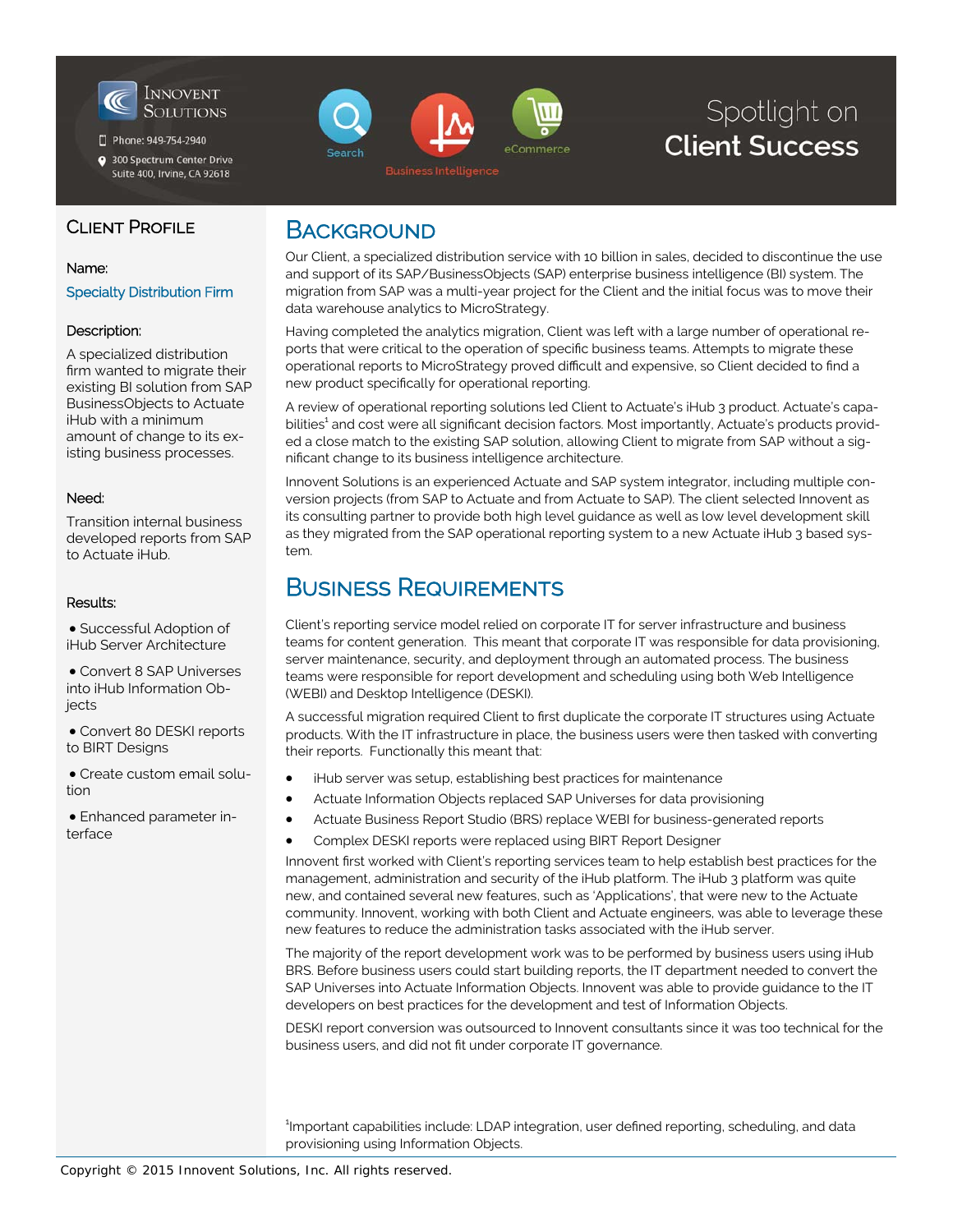Innovent Solutions

Phone: 949-754-2940

300 Spectrum Center Drive
Suite 400, Irvine, CA 92618

Search | Business Intelligence | eCommerce

# Spotlight on **Client Success**

## Client Profile

**Name:**

Specialty Distribution Firm

**Description:**

A specialized distribution firm wanted to migrate their existing BI solution from SAP BusinessObjects to Actuate iHub with a minimum amount of change to its existing business processes.

**Need:**

Transition internal business developed reports from SAP to Actuate iHub.

**Results:**

- Successful Adoption of iHub Server Architecture
- Convert 8 SAP Universes into iHub Information Objects
- Convert 80 DESKI reports to BIRT Designs
- Create custom email solution
- Enhanced parameter interface

## Background

Our Client, a specialized distribution service with 10 billion in sales, decided to discontinue the use and support of its SAP/BusinessObjects (SAP) enterprise business intelligence (BI) system. The migration from SAP was a multi-year project for the Client and the initial focus was to move their data warehouse analytics to MicroStrategy.

Having completed the analytics migration, Client was left with a large number of operational reports that were critical to the operation of specific business teams. Attempts to migrate these operational reports to MicroStrategy proved difficult and expensive, so Client decided to find a new product specifically for operational reporting.

A review of operational reporting solutions led Client to Actuate's iHub 3 product. Actuate's capabilities[1] and cost were all significant decision factors. Most importantly, Actuate's products provided a close match to the existing SAP solution, allowing Client to migrate from SAP without a significant change to its business intelligence architecture.

Innovent Solutions is an experienced Actuate and SAP system integrator, including multiple conversion projects (from SAP to Actuate and from Actuate to SAP). The client selected Innovent as its consulting partner to provide both high level guidance as well as low level development skill as they migrated from the SAP operational reporting system to a new Actuate iHub 3 based system.

## Business Requirements

Client's reporting service model relied on corporate IT for server infrastructure and business teams for content generation. This meant that corporate IT was responsible for data provisioning, server maintenance, security, and deployment through an automated process. The business teams were responsible for report development and scheduling using both Web Intelligence (WEBI) and Desktop Intelligence (DESKI).

A successful migration required Client to first duplicate the corporate IT structures using Actuate products. With the IT infrastructure in place, the business users were then tasked with converting their reports. Functionally this meant that:

- iHub server was setup, establishing best practices for maintenance
- Actuate Information Objects replaced SAP Universes for data provisioning
- Actuate Business Report Studio (BRS) replace WEBI for business-generated reports
- Complex DESKI reports were replaced using BIRT Report Designer

Innovent first worked with Client's reporting services team to help establish best practices for the management, administration and security of the iHub platform. The iHub 3 platform was quite new, and contained several new features, such as 'Applications', that were new to the Actuate community. Innovent, working with both Client and Actuate engineers, was able to leverage these new features to reduce the administration tasks associated with the iHub server.

The majority of the report development work was to be performed by business users using iHub BRS. Before business users could start building reports, the IT department needed to convert the SAP Universes into Actuate Information Objects. Innovent was able to provide guidance to the IT developers on best practices for the development and test of Information Objects.

DESKI report conversion was outsourced to Innovent consultants since it was too technical for the business users, and did not fit under corporate IT governance.

[1]Important capabilities include: LDAP integration, user defined reporting, scheduling, and data provisioning using Information Objects.

Copyright © 2015 Innovent Solutions, Inc. All rights reserved.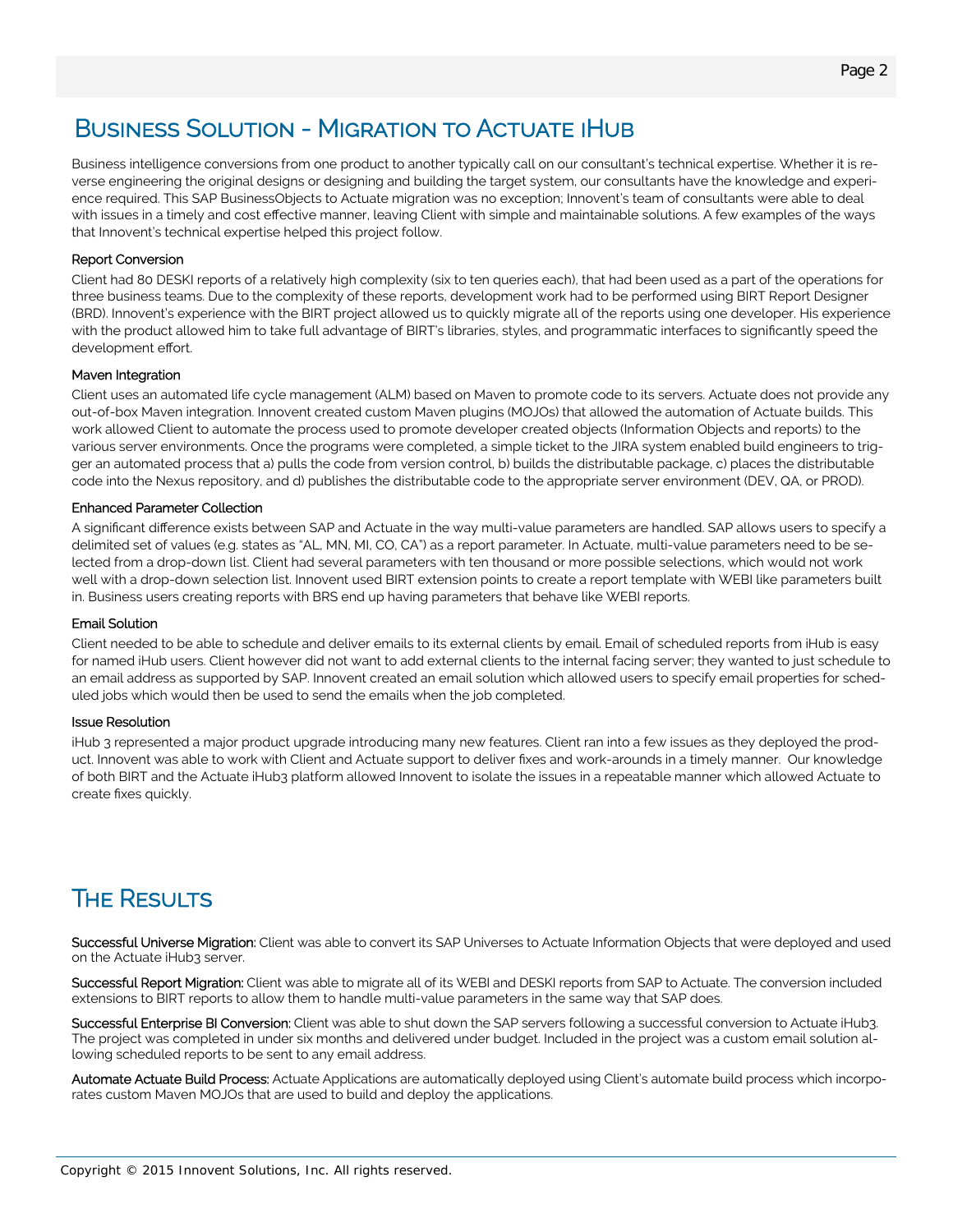## Business Solution - Migration to Actuate iHub

Business intelligence conversions from one product to another typically call on our consultant's technical expertise. Whether it is reverse engineering the original designs or designing and building the target system, our consultants have the knowledge and experience required. This SAP BusinessObjects to Actuate migration was no exception; Innovent's team of consultants were able to deal with issues in a timely and cost effective manner, leaving Client with simple and maintainable solutions. A few examples of the ways that Innovent's technical expertise helped this project follow.

### Report Conversion

Client had 80 DESKI reports of a relatively high complexity (six to ten queries each), that had been used as a part of the operations for three business teams. Due to the complexity of these reports, development work had to be performed using BIRT Report Designer (BRD). Innovent's experience with the BIRT project allowed us to quickly migrate all of the reports using one developer. His experience with the product allowed him to take full advantage of BIRT's libraries, styles, and programmatic interfaces to significantly speed the development effort.

### Maven Integration

Client uses an automated life cycle management (ALM) based on Maven to promote code to its servers. Actuate does not provide any out-of-box Maven integration. Innovent created custom Maven plugins (MOJOs) that allowed the automation of Actuate builds. This work allowed Client to automate the process used to promote developer created objects (Information Objects and reports) to the various server environments. Once the programs were completed, a simple ticket to the JIRA system enabled build engineers to trigger an automated process that a) pulls the code from version control, b) builds the distributable package, c) places the distributable code into the Nexus repository, and d) publishes the distributable code to the appropriate server environment (DEV, QA, or PROD).

### Enhanced Parameter Collection

A significant difference exists between SAP and Actuate in the way multi-value parameters are handled. SAP allows users to specify a delimited set of values (e.g. states as "AL, MN, MI, CO, CA") as a report parameter. In Actuate, multi-value parameters need to be selected from a drop-down list. Client had several parameters with ten thousand or more possible selections, which would not work well with a drop-down selection list. Innovent used BIRT extension points to create a report template with WEBI like parameters built in. Business users creating reports with BRS end up having parameters that behave like WEBI reports.

### Email Solution

Client needed to be able to schedule and deliver emails to its external clients by email. Email of scheduled reports from iHub is easy for named iHub users. Client however did not want to add external clients to the internal facing server; they wanted to just schedule to an email address as supported by SAP. Innovent created an email solution which allowed users to specify email properties for scheduled jobs which would then be used to send the emails when the job completed.

### Issue Resolution

iHub 3 represented a major product upgrade introducing many new features. Client ran into a few issues as they deployed the product. Innovent was able to work with Client and Actuate support to deliver fixes and work-arounds in a timely manner. Our knowledge of both BIRT and the Actuate iHub3 platform allowed Innovent to isolate the issues in a repeatable manner which allowed Actuate to create fixes quickly.

## The Results

**Successful Universe Migration:** Client was able to convert its SAP Universes to Actuate Information Objects that were deployed and used on the Actuate iHub3 server.

**Successful Report Migration:** Client was able to migrate all of its WEBI and DESKI reports from SAP to Actuate. The conversion included extensions to BIRT reports to allow them to handle multi-value parameters in the same way that SAP does.

**Successful Enterprise BI Conversion:** Client was able to shut down the SAP servers following a successful conversion to Actuate iHub3. The project was completed in under six months and delivered under budget. Included in the project was a custom email solution allowing scheduled reports to be sent to any email address.

**Automate Actuate Build Process:** Actuate Applications are automatically deployed using Client's automate build process which incorporates custom Maven MOJOs that are used to build and deploy the applications.

Copyright © 2015 Innovent Solutions, Inc. All rights reserved.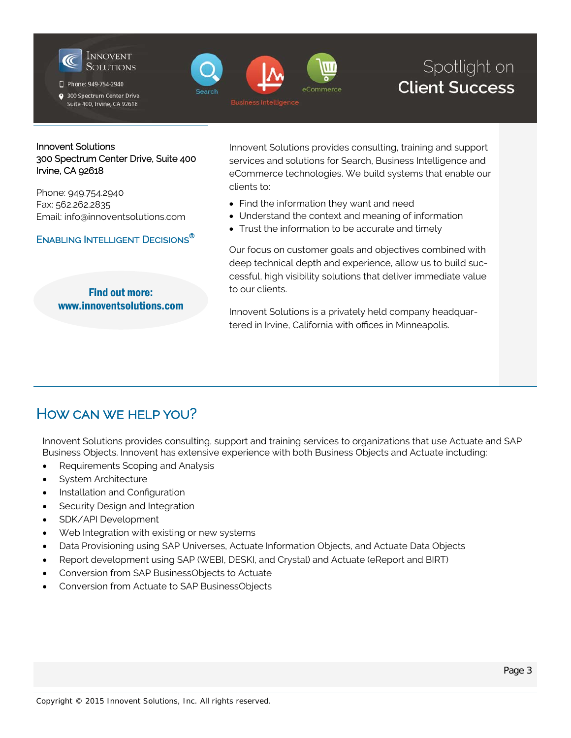Innovent Solutions

Phone: 949-754-2940

300 Spectrum Center Drive
Suite 400, Irvine, CA 92618

Search

Business Intelligence

eCommerce

# Spotlight on **Client Success**

Innovent Solutions
300 Spectrum Center Drive, Suite 400
Irvine, CA 92618

Phone: 949.754.2940
Fax: 562.262.2835
Email: info@innoventsolutions.com

ENABLING INTELLIGENT DECISIONS®

**Find out more:**
**www.innoventsolutions.com**

Innovent Solutions provides consulting, training and support services and solutions for Search, Business Intelligence and eCommerce technologies. We build systems that enable our clients to:

- Find the information they want and need
- Understand the context and meaning of information
- Trust the information to be accurate and timely

Our focus on customer goals and objectives combined with deep technical depth and experience, allow us to build successful, high visibility solutions that deliver immediate value to our clients.

Innovent Solutions is a privately held company headquartered in Irvine, California with offices in Minneapolis.

## How can we help you?

Innovent Solutions provides consulting, support and training services to organizations that use Actuate and SAP Business Objects. Innovent has extensive experience with both Business Objects and Actuate including:

- Requirements Scoping and Analysis
- System Architecture
- Installation and Configuration
- Security Design and Integration
- SDK/API Development
- Web Integration with existing or new systems
- Data Provisioning using SAP Universes, Actuate Information Objects, and Actuate Data Objects
- Report development using SAP (WEBI, DESKI, and Crystal) and Actuate (eReport and BIRT)
- Conversion from SAP BusinessObjects to Actuate
- Conversion from Actuate to SAP BusinessObjects

Copyright © 2015 Innovent Solutions, Inc. All rights reserved.